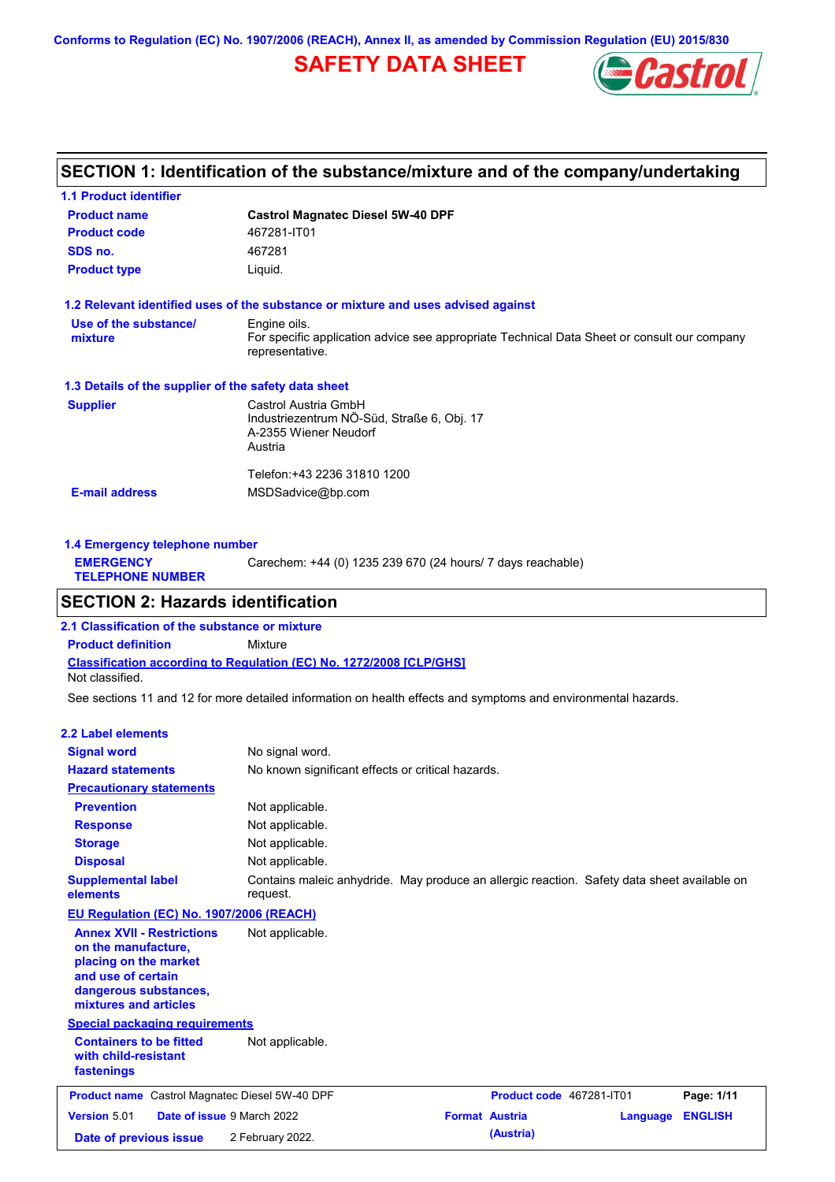Conforms to Regulation (EC) No. 1907/2006 (REACH), Annex II, as amended by Commission Regulation (EU) 2015/830

# SAFETY DATA SHEET

## SECTION 1: Identification of the substance/mixture and of the company/undertaking

### 1.1 Product identifier

| | |
|---|---|
| **Product name** | **Castrol Magnatec Diesel 5W-40 DPF** |
| **Product code** | 467281-IT01 |
| **SDS no.** | 467281 |
| **Product type** | Liquid. |

### 1.2 Relevant identified uses of the substance or mixture and uses advised against

| | |
|---|---|
| **Use of the substance/ mixture** | Engine oils. For specific application advice see appropriate Technical Data Sheet or consult our company representative. |

### 1.3 Details of the supplier of the safety data sheet

| | |
|---|---|
| **Supplier** | Castrol Austria GmbH<br>Industriezentrum NÖ-Süd, Straße 6, Obj. 17<br>A-2355 Wiener Neudorf<br>Austria<br><br>Telefon:+43 2236 31810 1200 |
| **E-mail address** | MSDSadvice@bp.com |

### 1.4 Emergency telephone number

| | |
|---|---|
| **EMERGENCY TELEPHONE NUMBER** | Carechem: +44 (0) 1235 239 670 (24 hours/ 7 days reachable) |

## SECTION 2: Hazards identification

### 2.1 Classification of the substance or mixture

**Product definition** Mixture

**Classification according to Regulation (EC) No. 1272/2008 [CLP/GHS]**

Not classified.

See sections 11 and 12 for more detailed information on health effects and symptoms and environmental hazards.

### 2.2 Label elements

| | |
|---|---|
| **Signal word** | No signal word. |
| **Hazard statements** | No known significant effects or critical hazards. |

**Precautionary statements**

| | |
|---|---|
| **Prevention** | Not applicable. |
| **Response** | Not applicable. |
| **Storage** | Not applicable. |
| **Disposal** | Not applicable. |
| **Supplemental label elements** | Contains maleic anhydride. May produce an allergic reaction. Safety data sheet available on request. |

**EU Regulation (EC) No. 1907/2006 (REACH)**

| | |
|---|---|
| **Annex XVII - Restrictions on the manufacture, placing on the market and use of certain dangerous substances, mixtures and articles** | Not applicable. |

**Special packaging requirements**

| | |
|---|---|
| **Containers to be fitted with child-resistant fastenings** | Not applicable. |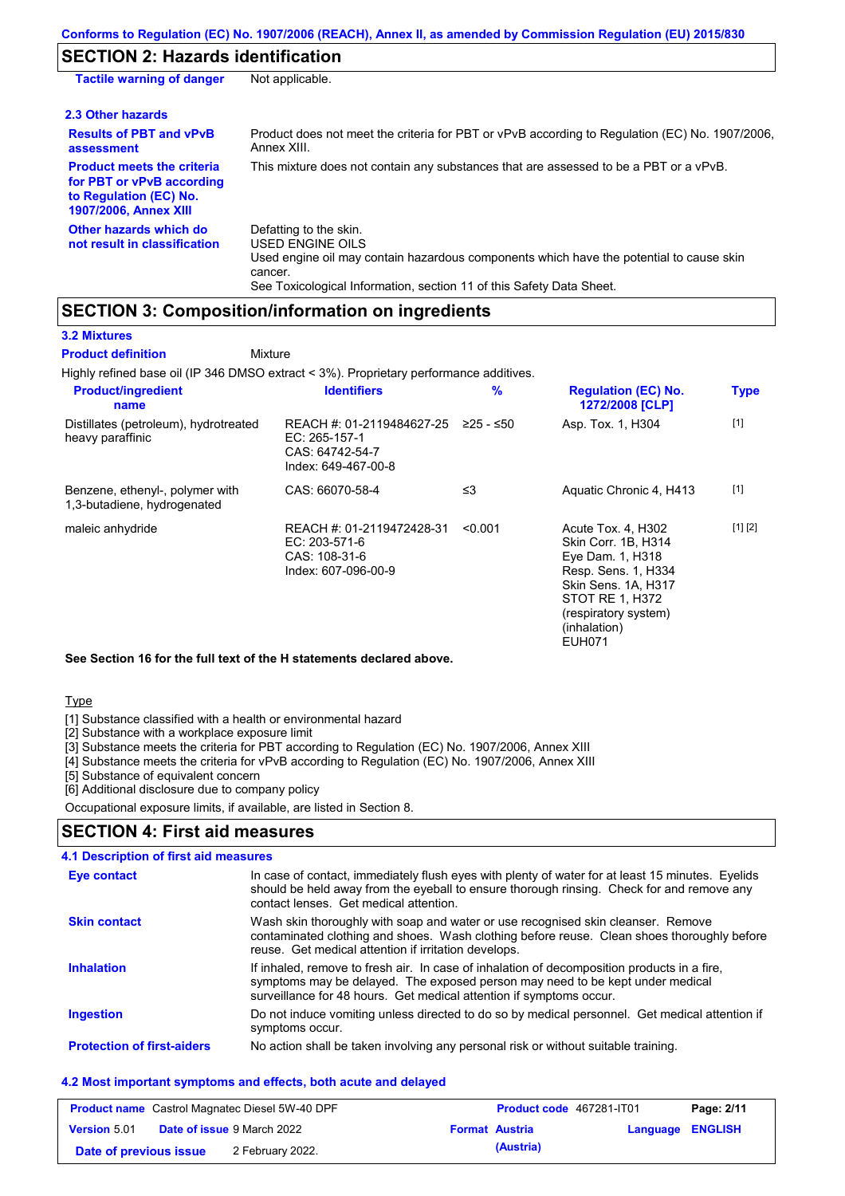## SECTION 2: Hazards identification

| | |
|---|---|
| **Tactile warning of danger** | Not applicable. |

### 2.3 Other hazards

| | |
|---|---|
| **Results of PBT and vPvB assessment** | Product does not meet the criteria for PBT or vPvB according to Regulation (EC) No. 1907/2006, Annex XIII. |
| **Product meets the criteria for PBT or vPvB according to Regulation (EC) No. 1907/2006, Annex XIII** | This mixture does not contain any substances that are assessed to be a PBT or a vPvB. |
| **Other hazards which do not result in classification** | Defatting to the skin.<br>USED ENGINE OILS<br>Used engine oil may contain hazardous components which have the potential to cause skin cancer.<br>See Toxicological Information, section 11 of this Safety Data Sheet. |

## SECTION 3: Composition/information on ingredients

### 3.2 Mixtures

**Product definition** Mixture

Highly refined base oil (IP 346 DMSO extract < 3%). Proprietary performance additives.

| Product/ingredient name | Identifiers | % | Regulation (EC) No. 1272/2008 [CLP] | Type |
|---|---|---|---|---|
| Distillates (petroleum), hydrotreated heavy paraffinic | REACH #: 01-2119484627-25<br>EC: 265-157-1<br>CAS: 64742-54-7<br>Index: 649-467-00-8 | ≥25 - ≤50 | Asp. Tox. 1, H304 | [1] |
| Benzene, ethenyl-, polymer with 1,3-butadiene, hydrogenated | CAS: 66070-58-4 | ≤3 | Aquatic Chronic 4, H413 | [1] |
| maleic anhydride | REACH #: 01-2119472428-31<br>EC: 203-571-6<br>CAS: 108-31-6<br>Index: 607-096-00-9 | <0.001 | Acute Tox. 4, H302<br>Skin Corr. 1B, H314<br>Eye Dam. 1, H318<br>Resp. Sens. 1, H334<br>Skin Sens. 1A, H317<br>STOT RE 1, H372 (respiratory system) (inhalation)<br>EUH071 | [1] [2] |

**See Section 16 for the full text of the H statements declared above.**

Type

[1] Substance classified with a health or environmental hazard
[2] Substance with a workplace exposure limit
[3] Substance meets the criteria for PBT according to Regulation (EC) No. 1907/2006, Annex XIII
[4] Substance meets the criteria for vPvB according to Regulation (EC) No. 1907/2006, Annex XIII
[5] Substance of equivalent concern
[6] Additional disclosure due to company policy

Occupational exposure limits, if available, are listed in Section 8.

## SECTION 4: First aid measures

### 4.1 Description of first aid measures

| | |
|---|---|
| **Eye contact** | In case of contact, immediately flush eyes with plenty of water for at least 15 minutes. Eyelids should be held away from the eyeball to ensure thorough rinsing. Check for and remove any contact lenses. Get medical attention. |
| **Skin contact** | Wash skin thoroughly with soap and water or use recognised skin cleanser. Remove contaminated clothing and shoes. Wash clothing before reuse. Clean shoes thoroughly before reuse. Get medical attention if irritation develops. |
| **Inhalation** | If inhaled, remove to fresh air. In case of inhalation of decomposition products in a fire, symptoms may be delayed. The exposed person may need to be kept under medical surveillance for 48 hours. Get medical attention if symptoms occur. |
| **Ingestion** | Do not induce vomiting unless directed to do so by medical personnel. Get medical attention if symptoms occur. |
| **Protection of first-aiders** | No action shall be taken involving any personal risk or without suitable training. |

### 4.2 Most important symptoms and effects, both acute and delayed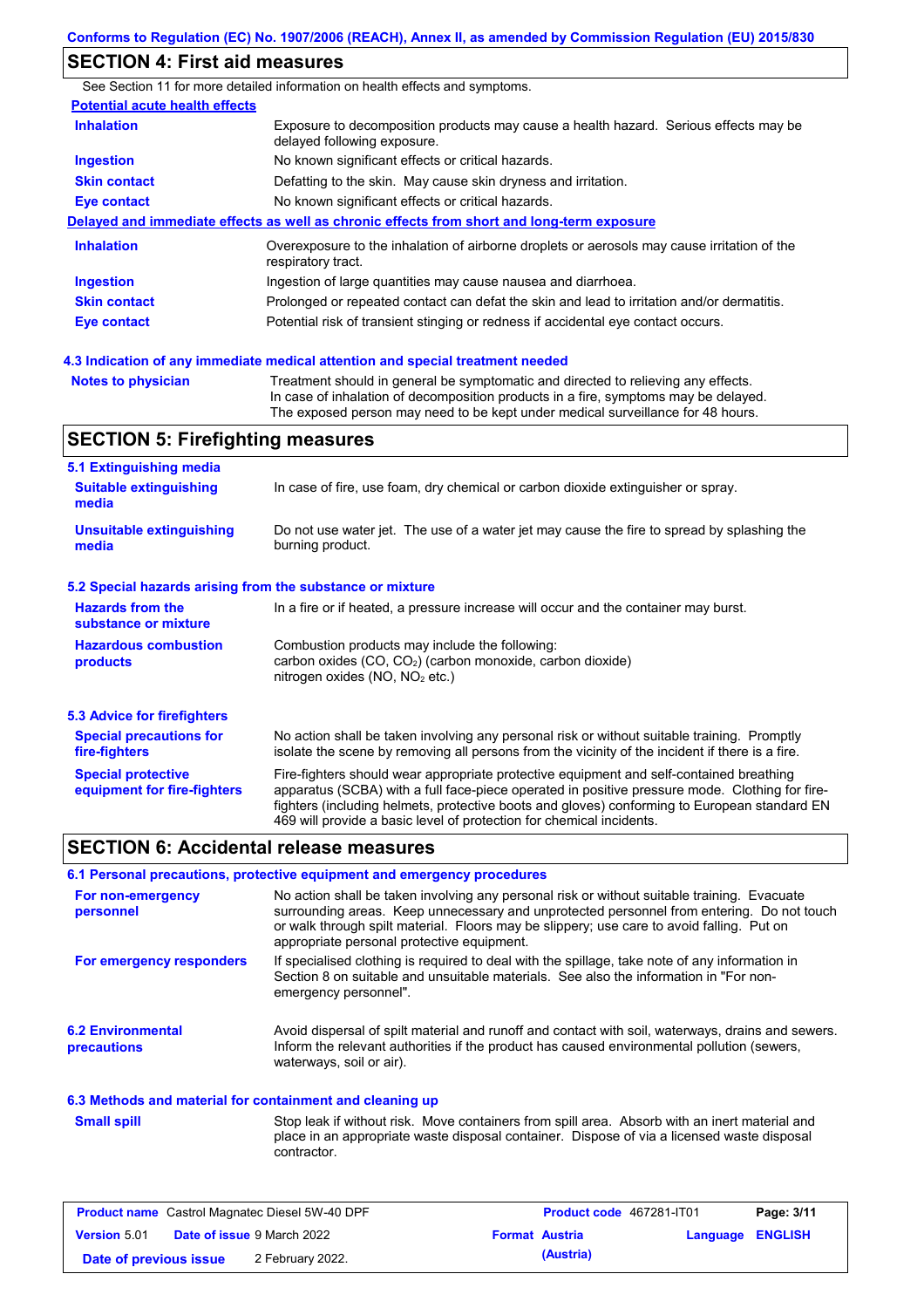## SECTION 4: First aid measures

See Section 11 for more detailed information on health effects and symptoms.

**Potential acute health effects**

| | |
|---|---|
| **Inhalation** | Exposure to decomposition products may cause a health hazard. Serious effects may be delayed following exposure. |
| **Ingestion** | No known significant effects or critical hazards. |
| **Skin contact** | Defatting to the skin. May cause skin dryness and irritation. |
| **Eye contact** | No known significant effects or critical hazards. |

**Delayed and immediate effects as well as chronic effects from short and long-term exposure**

| | |
|---|---|
| **Inhalation** | Overexposure to the inhalation of airborne droplets or aerosols may cause irritation of the respiratory tract. |
| **Ingestion** | Ingestion of large quantities may cause nausea and diarrhoea. |
| **Skin contact** | Prolonged or repeated contact can defat the skin and lead to irritation and/or dermatitis. |
| **Eye contact** | Potential risk of transient stinging or redness if accidental eye contact occurs. |

### 4.3 Indication of any immediate medical attention and special treatment needed

| | |
|---|---|
| **Notes to physician** | Treatment should in general be symptomatic and directed to relieving any effects. In case of inhalation of decomposition products in a fire, symptoms may be delayed. The exposed person may need to be kept under medical surveillance for 48 hours. |

## SECTION 5: Firefighting measures

### 5.1 Extinguishing media

| | |
|---|---|
| **Suitable extinguishing media** | In case of fire, use foam, dry chemical or carbon dioxide extinguisher or spray. |
| **Unsuitable extinguishing media** | Do not use water jet. The use of a water jet may cause the fire to spread by splashing the burning product. |

### 5.2 Special hazards arising from the substance or mixture

| | |
|---|---|
| **Hazards from the substance or mixture** | In a fire or if heated, a pressure increase will occur and the container may burst. |
| **Hazardous combustion products** | Combustion products may include the following: carbon oxides (CO, $CO_2$) (carbon monoxide, carbon dioxide) nitrogen oxides (NO, $NO_2$ etc.) |

### 5.3 Advice for firefighters

| | |
|---|---|
| **Special precautions for fire-fighters** | No action shall be taken involving any personal risk or without suitable training. Promptly isolate the scene by removing all persons from the vicinity of the incident if there is a fire. |
| **Special protective equipment for fire-fighters** | Fire-fighters should wear appropriate protective equipment and self-contained breathing apparatus (SCBA) with a full face-piece operated in positive pressure mode. Clothing for fire-fighters (including helmets, protective boots and gloves) conforming to European standard EN 469 will provide a basic level of protection for chemical incidents. |

## SECTION 6: Accidental release measures

### 6.1 Personal precautions, protective equipment and emergency procedures

| | |
|---|---|
| **For non-emergency personnel** | No action shall be taken involving any personal risk or without suitable training. Evacuate surrounding areas. Keep unnecessary and unprotected personnel from entering. Do not touch or walk through spilt material. Floors may be slippery; use care to avoid falling. Put on appropriate personal protective equipment. |
| **For emergency responders** | If specialised clothing is required to deal with the spillage, take note of any information in Section 8 on suitable and unsuitable materials. See also the information in "For non-emergency personnel". |

| | |
|---|---|
| **6.2 Environmental precautions** | Avoid dispersal of spilt material and runoff and contact with soil, waterways, drains and sewers. Inform the relevant authorities if the product has caused environmental pollution (sewers, waterways, soil or air). |

### 6.3 Methods and material for containment and cleaning up

| | |
|---|---|
| **Small spill** | Stop leak if without risk. Move containers from spill area. Absorb with an inert material and place in an appropriate waste disposal container. Dispose of via a licensed waste disposal contractor. |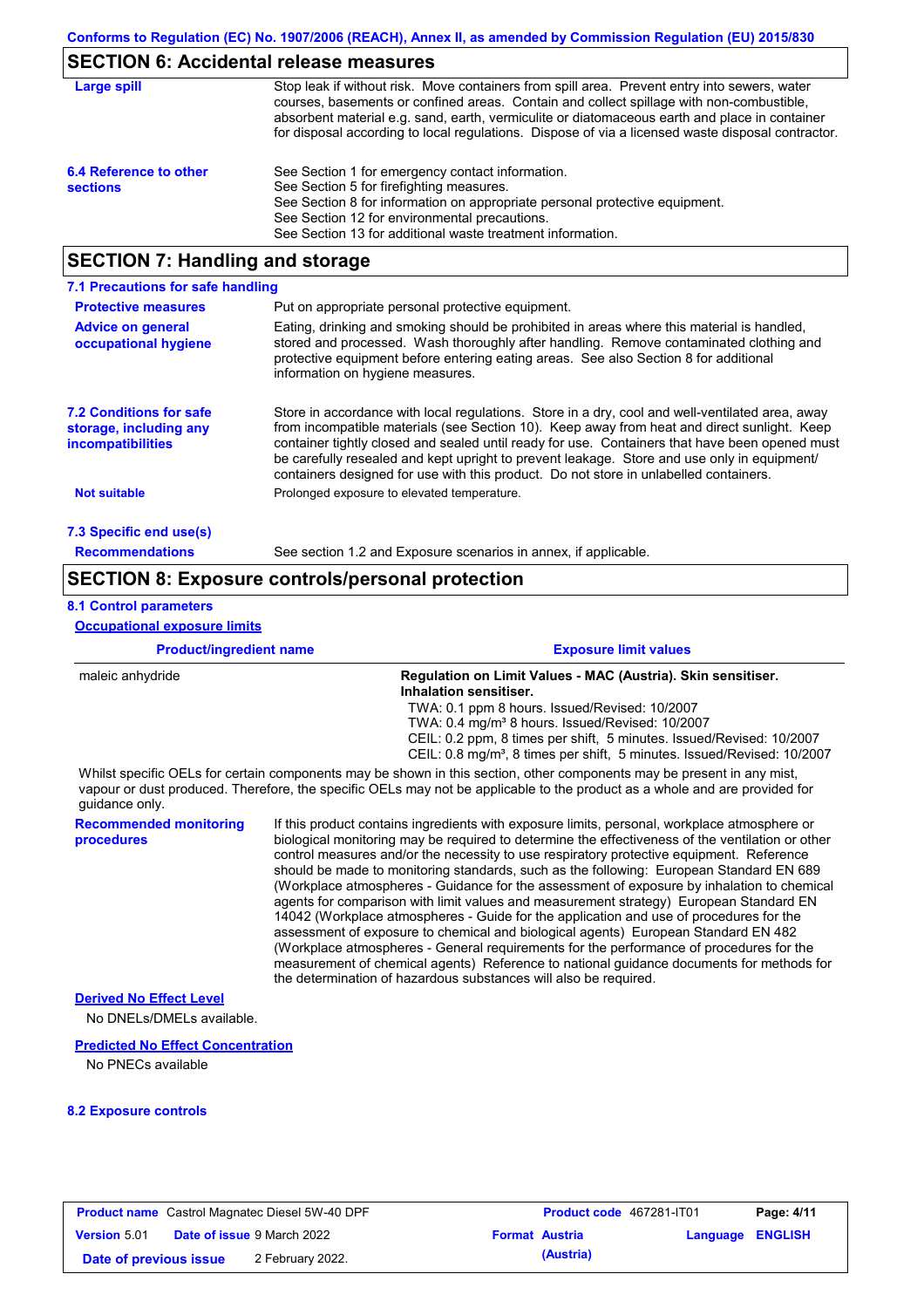## SECTION 6: Accidental release measures

**Large spill**

Stop leak if without risk. Move containers from spill area. Prevent entry into sewers, water courses, basements or confined areas. Contain and collect spillage with non-combustible, absorbent material e.g. sand, earth, vermiculite or diatomaceous earth and place in container for disposal according to local regulations. Dispose of via a licensed waste disposal contractor.

**6.4 Reference to other sections**

See Section 1 for emergency contact information.
See Section 5 for firefighting measures.
See Section 8 for information on appropriate personal protective equipment.
See Section 12 for environmental precautions.
See Section 13 for additional waste treatment information.

## SECTION 7: Handling and storage

### 7.1 Precautions for safe handling

**Protective measures**

Put on appropriate personal protective equipment.

**Advice on general occupational hygiene**

Eating, drinking and smoking should be prohibited in areas where this material is handled, stored and processed. Wash thoroughly after handling. Remove contaminated clothing and protective equipment before entering eating areas. See also Section 8 for additional information on hygiene measures.

### 7.2 Conditions for safe storage, including any incompatibilities

Store in accordance with local regulations. Store in a dry, cool and well-ventilated area, away from incompatible materials (see Section 10). Keep away from heat and direct sunlight. Keep container tightly closed and sealed until ready for use. Containers that have been opened must be carefully resealed and kept upright to prevent leakage. Store and use only in equipment/ containers designed for use with this product. Do not store in unlabelled containers.

**Not suitable**

Prolonged exposure to elevated temperature.

### 7.3 Specific end use(s)

**Recommendations**

See section 1.2 and Exposure scenarios in annex, if applicable.

## SECTION 8: Exposure controls/personal protection

### 8.1 Control parameters

**Occupational exposure limits**

| Product/ingredient name | Exposure limit values |
|---|---|
| maleic anhydride | **Regulation on Limit Values - MAC (Austria). Skin sensitiser. Inhalation sensitiser.**<br>TWA: 0.1 ppm 8 hours. Issued/Revised: 10/2007<br>TWA: 0.4 mg/m³ 8 hours. Issued/Revised: 10/2007<br>CEIL: 0.2 ppm, 8 times per shift, 5 minutes. Issued/Revised: 10/2007<br>CEIL: 0.8 mg/m³, 8 times per shift, 5 minutes. Issued/Revised: 10/2007 |

Whilst specific OELs for certain components may be shown in this section, other components may be present in any mist, vapour or dust produced. Therefore, the specific OELs may not be applicable to the product as a whole and are provided for guidance only.

**Recommended monitoring procedures**

If this product contains ingredients with exposure limits, personal, workplace atmosphere or biological monitoring may be required to determine the effectiveness of the ventilation or other control measures and/or the necessity to use respiratory protective equipment. Reference should be made to monitoring standards, such as the following: European Standard EN 689 (Workplace atmospheres - Guidance for the assessment of exposure by inhalation to chemical agents for comparison with limit values and measurement strategy) European Standard EN 14042 (Workplace atmospheres - Guide for the application and use of procedures for the assessment of exposure to chemical and biological agents) European Standard EN 482 (Workplace atmospheres - General requirements for the performance of procedures for the measurement of chemical agents) Reference to national guidance documents for methods for the determination of hazardous substances will also be required.

**Derived No Effect Level**

No DNELs/DMELs available.

**Predicted No Effect Concentration**

No PNECs available

### 8.2 Exposure controls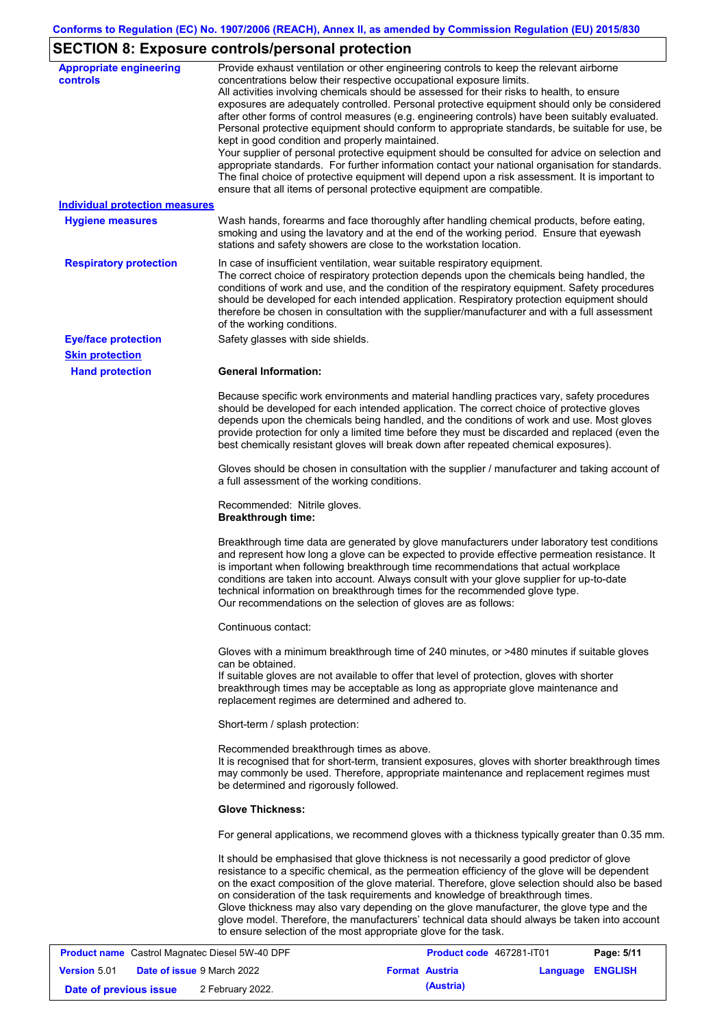## SECTION 8: Exposure controls/personal protection

**Appropriate engineering controls**

Provide exhaust ventilation or other engineering controls to keep the relevant airborne concentrations below their respective occupational exposure limits.
All activities involving chemicals should be assessed for their risks to health, to ensure exposures are adequately controlled. Personal protective equipment should only be considered after other forms of control measures (e.g. engineering controls) have been suitably evaluated. Personal protective equipment should conform to appropriate standards, be suitable for use, be kept in good condition and properly maintained.
Your supplier of personal protective equipment should be consulted for advice on selection and appropriate standards. For further information contact your national organisation for standards. The final choice of protective equipment will depend upon a risk assessment. It is important to ensure that all items of personal protective equipment are compatible.

**Individual protection measures**

**Hygiene measures**

Wash hands, forearms and face thoroughly after handling chemical products, before eating, smoking and using the lavatory and at the end of the working period. Ensure that eyewash stations and safety showers are close to the workstation location.

**Respiratory protection**

In case of insufficient ventilation, wear suitable respiratory equipment.
The correct choice of respiratory protection depends upon the chemicals being handled, the conditions of work and use, and the condition of the respiratory equipment. Safety procedures should be developed for each intended application. Respiratory protection equipment should therefore be chosen in consultation with the supplier/manufacturer and with a full assessment of the working conditions.

**Eye/face protection**

Safety glasses with side shields.

**Skin protection**

**Hand protection**

**General Information:**

Because specific work environments and material handling practices vary, safety procedures should be developed for each intended application. The correct choice of protective gloves depends upon the chemicals being handled, and the conditions of work and use. Most gloves provide protection for only a limited time before they must be discarded and replaced (even the best chemically resistant gloves will break down after repeated chemical exposures).

Gloves should be chosen in consultation with the supplier / manufacturer and taking account of a full assessment of the working conditions.

Recommended: Nitrile gloves.
**Breakthrough time:**

Breakthrough time data are generated by glove manufacturers under laboratory test conditions and represent how long a glove can be expected to provide effective permeation resistance. It is important when following breakthrough time recommendations that actual workplace conditions are taken into account. Always consult with your glove supplier for up-to-date technical information on breakthrough times for the recommended glove type.
Our recommendations on the selection of gloves are as follows:

Continuous contact:

Gloves with a minimum breakthrough time of 240 minutes, or >480 minutes if suitable gloves can be obtained.
If suitable gloves are not available to offer that level of protection, gloves with shorter breakthrough times may be acceptable as long as appropriate glove maintenance and replacement regimes are determined and adhered to.

Short-term / splash protection:

Recommended breakthrough times as above.
It is recognised that for short-term, transient exposures, gloves with shorter breakthrough times may commonly be used. Therefore, appropriate maintenance and replacement regimes must be determined and rigorously followed.

**Glove Thickness:**

For general applications, we recommend gloves with a thickness typically greater than 0.35 mm.

It should be emphasised that glove thickness is not necessarily a good predictor of glove resistance to a specific chemical, as the permeation efficiency of the glove will be dependent on the exact composition of the glove material. Therefore, glove selection should also be based on consideration of the task requirements and knowledge of breakthrough times.
Glove thickness may also vary depending on the glove manufacturer, the glove type and the glove model. Therefore, the manufacturers' technical data should always be taken into account to ensure selection of the most appropriate glove for the task.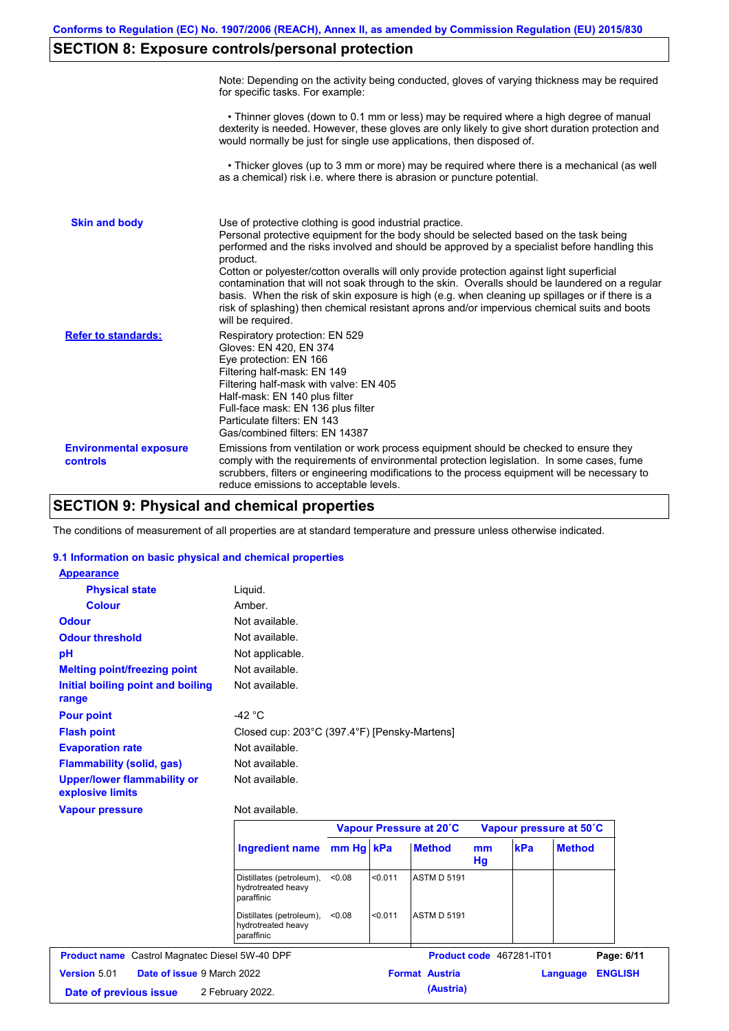## SECTION 8: Exposure controls/personal protection

Note: Depending on the activity being conducted, gloves of varying thickness may be required for specific tasks. For example:

• Thinner gloves (down to 0.1 mm or less) may be required where a high degree of manual dexterity is needed. However, these gloves are only likely to give short duration protection and would normally be just for single use applications, then disposed of.

• Thicker gloves (up to 3 mm or more) may be required where there is a mechanical (as well as a chemical) risk i.e. where there is abrasion or puncture potential.

**Skin and body**

Use of protective clothing is good industrial practice.
Personal protective equipment for the body should be selected based on the task being performed and the risks involved and should be approved by a specialist before handling this product.
Cotton or polyester/cotton overalls will only provide protection against light superficial contamination that will not soak through to the skin. Overalls should be laundered on a regular basis. When the risk of skin exposure is high (e.g. when cleaning up spillages or if there is a risk of splashing) then chemical resistant aprons and/or impervious chemical suits and boots will be required.

**Refer to standards:**

Respiratory protection: EN 529
Gloves: EN 420, EN 374
Eye protection: EN 166
Filtering half-mask: EN 149
Filtering half-mask with valve: EN 405
Half-mask: EN 140 plus filter
Full-face mask: EN 136 plus filter
Particulate filters: EN 143
Gas/combined filters: EN 14387

**Environmental exposure controls**

Emissions from ventilation or work process equipment should be checked to ensure they comply with the requirements of environmental protection legislation. In some cases, fume scrubbers, filters or engineering modifications to the process equipment will be necessary to reduce emissions to acceptable levels.

## SECTION 9: Physical and chemical properties

The conditions of measurement of all properties are at standard temperature and pressure unless otherwise indicated.

### 9.1 Information on basic physical and chemical properties

**Appearance**

| | |
|---|---|
| **Physical state** | Liquid. |
| **Colour** | Amber. |
| **Odour** | Not available. |
| **Odour threshold** | Not available. |
| **pH** | Not applicable. |
| **Melting point/freezing point** | Not available. |
| **Initial boiling point and boiling range** | Not available. |
| **Pour point** | -42 °C |
| **Flash point** | Closed cup: 203°C (397.4°F) [Pensky-Martens] |
| **Evaporation rate** | Not available. |
| **Flammability (solid, gas)** | Not available. |
| **Upper/lower flammability or explosive limits** | Not available. |
| **Vapour pressure** | Not available. |

| | Vapour Pressure at 20˚C | | | Vapour pressure at 50˚C | | |
|---|---|---|---|---|---|---|
| **Ingredient name** | **mm Hg** | **kPa** | **Method** | **mm Hg** | **kPa** | **Method** |
| Distillates (petroleum), hydrotreated heavy paraffinic | <0.08 | <0.011 | ASTM D 5191 | | | |
| Distillates (petroleum), hydrotreated heavy paraffinic | <0.08 | <0.011 | ASTM D 5191 | | | |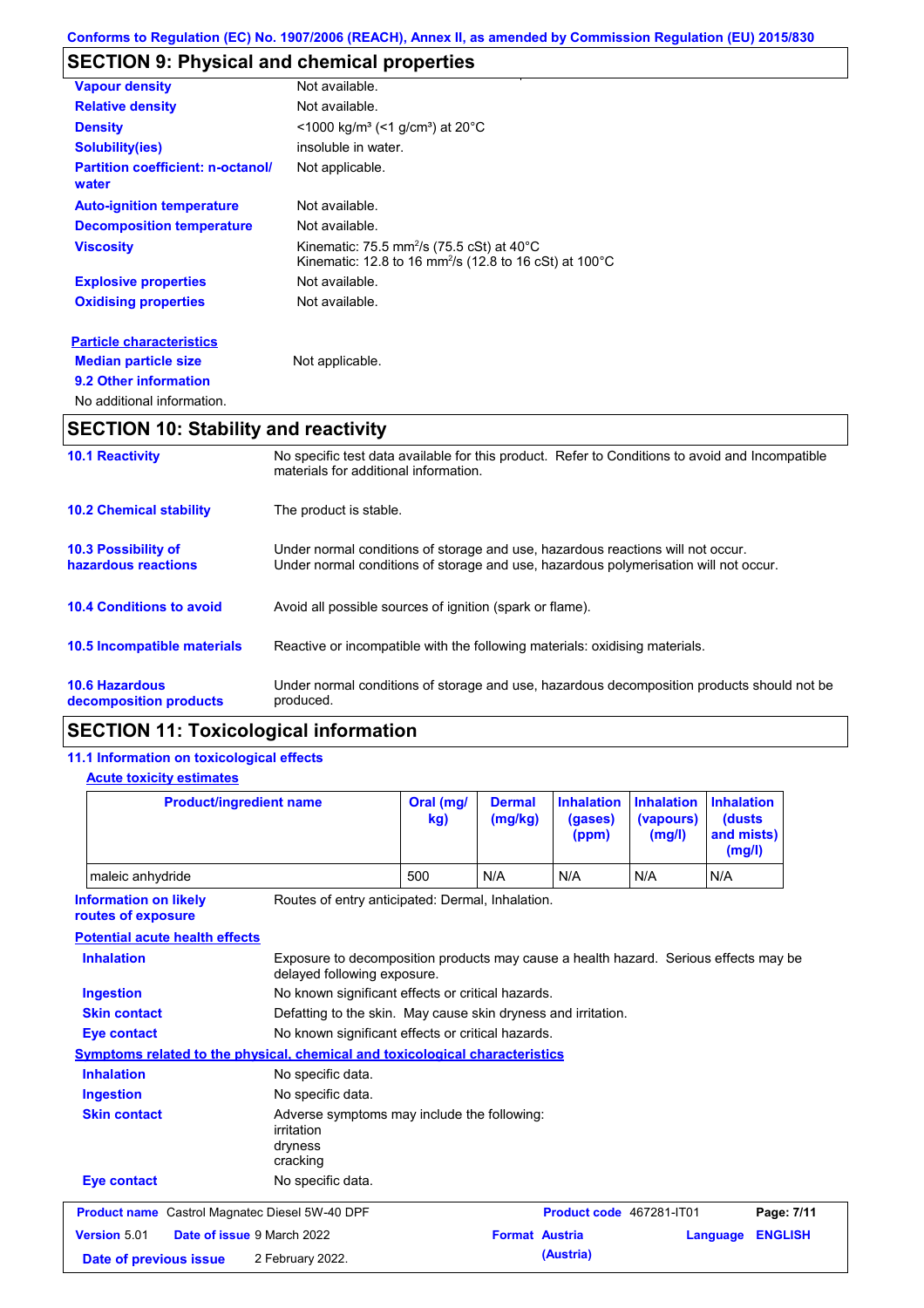## SECTION 9: Physical and chemical properties

| | |
|---|---|
| **Vapour density** | Not available. |
| **Relative density** | Not available. |
| **Density** | <1000 kg/m³ (<1 g/cm³) at 20°C |
| **Solubility(ies)** | insoluble in water. |
| **Partition coefficient: n-octanol/ water** | Not applicable. |
| **Auto-ignition temperature** | Not available. |
| **Decomposition temperature** | Not available. |
| **Viscosity** | Kinematic: 75.5 $mm^2/s$ (75.5 cSt) at 40°C<br>Kinematic: 12.8 to 16 $mm^2/s$ (12.8 to 16 cSt) at 100°C |
| **Explosive properties** | Not available. |
| **Oxidising properties** | Not available. |

**Particle characteristics**

**Median particle size** Not applicable.

**9.2 Other information**

No additional information.

## SECTION 10: Stability and reactivity

| | |
|---|---|
| **10.1 Reactivity** | No specific test data available for this product. Refer to Conditions to avoid and Incompatible materials for additional information. |
| **10.2 Chemical stability** | The product is stable. |
| **10.3 Possibility of hazardous reactions** | Under normal conditions of storage and use, hazardous reactions will not occur.<br>Under normal conditions of storage and use, hazardous polymerisation will not occur. |
| **10.4 Conditions to avoid** | Avoid all possible sources of ignition (spark or flame). |
| **10.5 Incompatible materials** | Reactive or incompatible with the following materials: oxidising materials. |
| **10.6 Hazardous decomposition products** | Under normal conditions of storage and use, hazardous decomposition products should not be produced. |

## SECTION 11: Toxicological information

### 11.1 Information on toxicological effects

**Acute toxicity estimates**

| Product/ingredient name | Oral (mg/kg) | Dermal (mg/kg) | Inhalation (gases) (ppm) | Inhalation (vapours) (mg/l) | Inhalation (dusts and mists) (mg/l) |
|---|---|---|---|---|---|
| maleic anhydride | 500 | N/A | N/A | N/A | N/A |

**Information on likely routes of exposure** Routes of entry anticipated: Dermal, Inhalation.

**Potential acute health effects**

| | |
|---|---|
| **Inhalation** | Exposure to decomposition products may cause a health hazard. Serious effects may be delayed following exposure. |
| **Ingestion** | No known significant effects or critical hazards. |
| **Skin contact** | Defatting to the skin. May cause skin dryness and irritation. |
| **Eye contact** | No known significant effects or critical hazards. |

**Symptoms related to the physical, chemical and toxicological characteristics**

| | |
|---|---|
| **Inhalation** | No specific data. |
| **Ingestion** | No specific data. |
| **Skin contact** | Adverse symptoms may include the following:<br>irritation<br>dryness<br>cracking |
| **Eye contact** | No specific data. |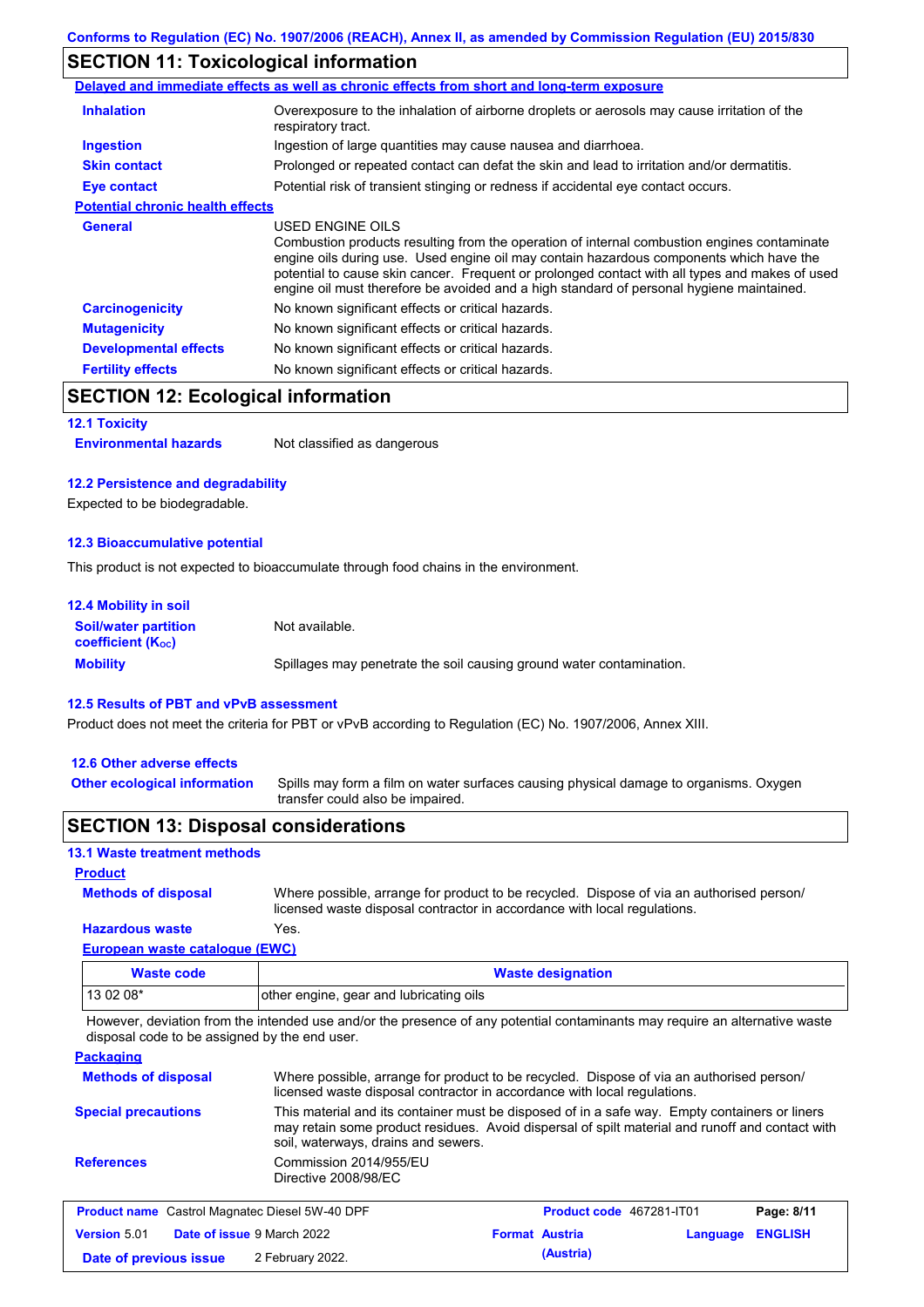Conforms to Regulation (EC) No. 1907/2006 (REACH), Annex II, as amended by Commission Regulation (EU) 2015/830

## SECTION 11: Toxicological information

**Delayed and immediate effects as well as chronic effects from short and long-term exposure**

| | |
|---|---|
| **Inhalation** | Overexposure to the inhalation of airborne droplets or aerosols may cause irritation of the respiratory tract. |
| **Ingestion** | Ingestion of large quantities may cause nausea and diarrhoea. |
| **Skin contact** | Prolonged or repeated contact can defat the skin and lead to irritation and/or dermatitis. |
| **Eye contact** | Potential risk of transient stinging or redness if accidental eye contact occurs. |

**Potential chronic health effects**

| | |
|---|---|
| **General** | USED ENGINE OILS<br>Combustion products resulting from the operation of internal combustion engines contaminate engine oils during use. Used engine oil may contain hazardous components which have the potential to cause skin cancer. Frequent or prolonged contact with all types and makes of used engine oil must therefore be avoided and a high standard of personal hygiene maintained. |
| **Carcinogenicity** | No known significant effects or critical hazards. |
| **Mutagenicity** | No known significant effects or critical hazards. |
| **Developmental effects** | No known significant effects or critical hazards. |
| **Fertility effects** | No known significant effects or critical hazards. |

## SECTION 12: Ecological information

### 12.1 Toxicity

**Environmental hazards** Not classified as dangerous

### 12.2 Persistence and degradability

Expected to be biodegradable.

### 12.3 Bioaccumulative potential

This product is not expected to bioaccumulate through food chains in the environment.

### 12.4 Mobility in soil

| | |
|---|---|
| **Soil/water partition coefficient ($K_{OC}$)** | Not available. |
| **Mobility** | Spillages may penetrate the soil causing ground water contamination. |

### 12.5 Results of PBT and vPvB assessment

Product does not meet the criteria for PBT or vPvB according to Regulation (EC) No. 1907/2006, Annex XIII.

### 12.6 Other adverse effects

**Other ecological information** Spills may form a film on water surfaces causing physical damage to organisms. Oxygen transfer could also be impaired.

## SECTION 13: Disposal considerations

### 13.1 Waste treatment methods

**Product**

| | |
|---|---|
| **Methods of disposal** | Where possible, arrange for product to be recycled. Dispose of via an authorised person/ licensed waste disposal contractor in accordance with local regulations. |
| **Hazardous waste** | Yes. |

**European waste catalogue (EWC)**

| Waste code | Waste designation |
|---|---|
| 13 02 08* | other engine, gear and lubricating oils |

However, deviation from the intended use and/or the presence of any potential contaminants may require an alternative waste disposal code to be assigned by the end user.

**Packaging**

| | |
|---|---|
| **Methods of disposal** | Where possible, arrange for product to be recycled. Dispose of via an authorised person/ licensed waste disposal contractor in accordance with local regulations. |
| **Special precautions** | This material and its container must be disposed of in a safe way. Empty containers or liners may retain some product residues. Avoid dispersal of spilt material and runoff and contact with soil, waterways, drains and sewers. |
| **References** | Commission 2014/955/EU<br>Directive 2008/98/EC |

| | | |
|---|---|---|
| **Product name** Castrol Magnatec Diesel 5W-40 DPF | **Product code** 467281-IT01 | |
| **Version** 5.01 **Date of issue** 9 March 2022 | **Format Austria (Austria)** | **Language ENGLISH** |
| **Date of previous issue** 2 February 2022. | | |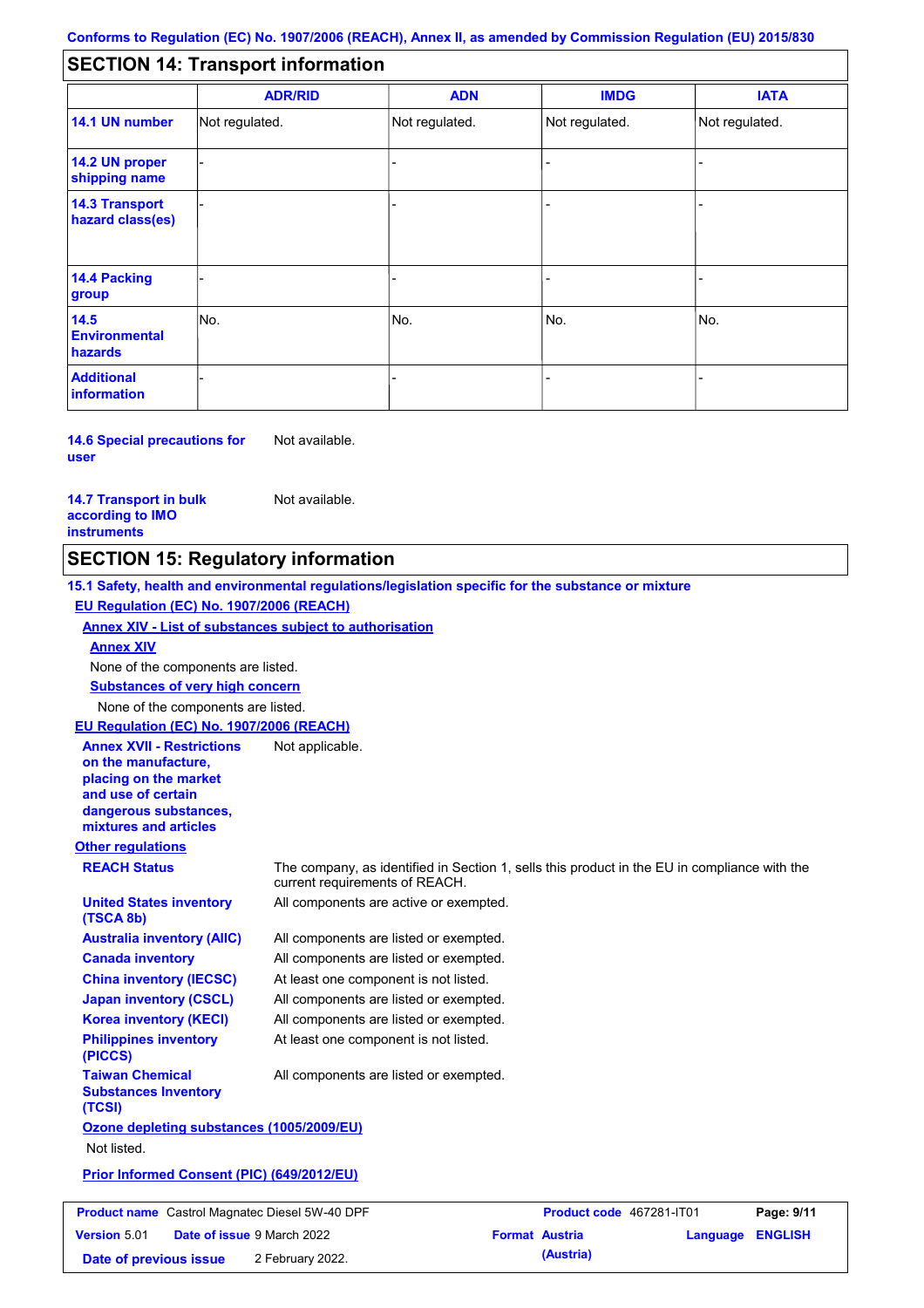## SECTION 14: Transport information

| | ADR/RID | ADN | IMDG | IATA |
|---|---|---|---|---|
| **14.1 UN number** | Not regulated. | Not regulated. | Not regulated. | Not regulated. |
| **14.2 UN proper shipping name** | - | - | - | - |
| **14.3 Transport hazard class(es)** | - | - | - | - |
| **14.4 Packing group** | - | - | - | - |
| **14.5 Environmental hazards** | No. | No. | No. | No. |
| **Additional information** | - | - | - | - |

**14.6 Special precautions for user** Not available.

**14.7 Transport in bulk according to IMO instruments** Not available.

## SECTION 15: Regulatory information

**15.1 Safety, health and environmental regulations/legislation specific for the substance or mixture**

**EU Regulation (EC) No. 1907/2006 (REACH)**

**Annex XIV - List of substances subject to authorisation**

**Annex XIV**

None of the components are listed.

**Substances of very high concern**

None of the components are listed.

**EU Regulation (EC) No. 1907/2006 (REACH)**

**Annex XVII - Restrictions on the manufacture, placing on the market and use of certain dangerous substances, mixtures and articles** Not applicable.

**Other regulations**

**REACH Status** The company, as identified in Section 1, sells this product in the EU in compliance with the current requirements of REACH.

**United States inventory (TSCA 8b)** All components are active or exempted.

**Australia inventory (AIIC)** All components are listed or exempted.

**Canada inventory** All components are listed or exempted.

**China inventory (IECSC)** At least one component is not listed.

**Japan inventory (CSCL)** All components are listed or exempted.

**Korea inventory (KECI)** All components are listed or exempted.

**Philippines inventory (PICCS)** At least one component is not listed.

**Taiwan Chemical Substances Inventory (TCSI)** All components are listed or exempted.

**Ozone depleting substances (1005/2009/EU)**

Not listed.

**Prior Informed Consent (PIC) (649/2012/EU)**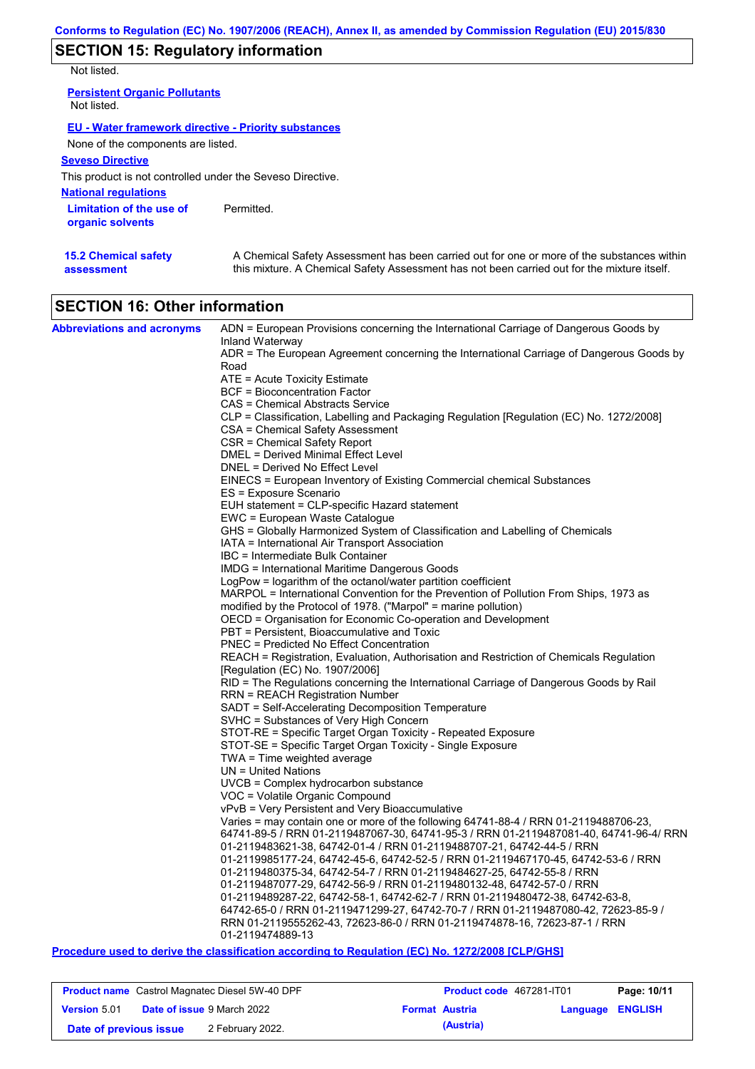## SECTION 15: Regulatory information

Not listed.

**Persistent Organic Pollutants**

Not listed.

**EU - Water framework directive - Priority substances**

None of the components are listed.

**Seveso Directive**

This product is not controlled under the Seveso Directive.

**National regulations**

**Limitation of the use of organic solvents** Permitted.

**15.2 Chemical safety assessment** A Chemical Safety Assessment has been carried out for one or more of the substances within this mixture. A Chemical Safety Assessment has not been carried out for the mixture itself.

## SECTION 16: Other information

**Abbreviations and acronyms**

ADN = European Provisions concerning the International Carriage of Dangerous Goods by Inland Waterway
ADR = The European Agreement concerning the International Carriage of Dangerous Goods by Road
ATE = Acute Toxicity Estimate
BCF = Bioconcentration Factor
CAS = Chemical Abstracts Service
CLP = Classification, Labelling and Packaging Regulation [Regulation (EC) No. 1272/2008]
CSA = Chemical Safety Assessment
CSR = Chemical Safety Report
DMEL = Derived Minimal Effect Level
DNEL = Derived No Effect Level
EINECS = European Inventory of Existing Commercial chemical Substances
ES = Exposure Scenario
EUH statement = CLP-specific Hazard statement
EWC = European Waste Catalogue
GHS = Globally Harmonized System of Classification and Labelling of Chemicals
IATA = International Air Transport Association
IBC = Intermediate Bulk Container
IMDG = International Maritime Dangerous Goods
LogPow = logarithm of the octanol/water partition coefficient
MARPOL = International Convention for the Prevention of Pollution From Ships, 1973 as modified by the Protocol of 1978. ("Marpol" = marine pollution)
OECD = Organisation for Economic Co-operation and Development
PBT = Persistent, Bioaccumulative and Toxic
PNEC = Predicted No Effect Concentration
REACH = Registration, Evaluation, Authorisation and Restriction of Chemicals Regulation [Regulation (EC) No. 1907/2006]
RID = The Regulations concerning the International Carriage of Dangerous Goods by Rail
RRN = REACH Registration Number
SADT = Self-Accelerating Decomposition Temperature
SVHC = Substances of Very High Concern
STOT-RE = Specific Target Organ Toxicity - Repeated Exposure
STOT-SE = Specific Target Organ Toxicity - Single Exposure
TWA = Time weighted average
UN = United Nations
UVCB = Complex hydrocarbon substance
VOC = Volatile Organic Compound
vPvB = Very Persistent and Very Bioaccumulative
Varies = may contain one or more of the following 64741-88-4 / RRN 01-2119488706-23, 64741-89-5 / RRN 01-2119487067-30, 64741-95-3 / RRN 01-2119487081-40, 64741-96-4/ RRN 01-2119483621-38, 64742-01-4 / RRN 01-2119488707-21, 64742-44-5 / RRN 01-2119985177-24, 64742-45-6, 64742-52-5 / RRN 01-2119467170-45, 64742-53-6 / RRN 01-2119480375-34, 64742-54-7 / RRN 01-2119484627-25, 64742-55-8 / RRN 01-2119487077-29, 64742-56-9 / RRN 01-2119480132-48, 64742-57-0 / RRN 01-2119489287-22, 64742-58-1, 64742-62-7 / RRN 01-2119480472-38, 64742-63-8, 64742-65-0 / RRN 01-2119471299-27, 64742-70-7 / RRN 01-2119487080-42, 72623-85-9 / RRN 01-2119555262-43, 72623-86-0 / RRN 01-2119474878-16, 72623-87-1 / RRN 01-2119474889-13

**Procedure used to derive the classification according to Regulation (EC) No. 1272/2008 [CLP/GHS]**

| **Product name** Castrol Magnatec Diesel 5W-40 DPF | **Product code** 467281-IT01 | |
|---|---|---|
| **Version** 5.01 **Date of issue** 9 March 2022 | **Format Austria (Austria)** | **Language ENGLISH** |
| **Date of previous issue** 2 February 2022. | | |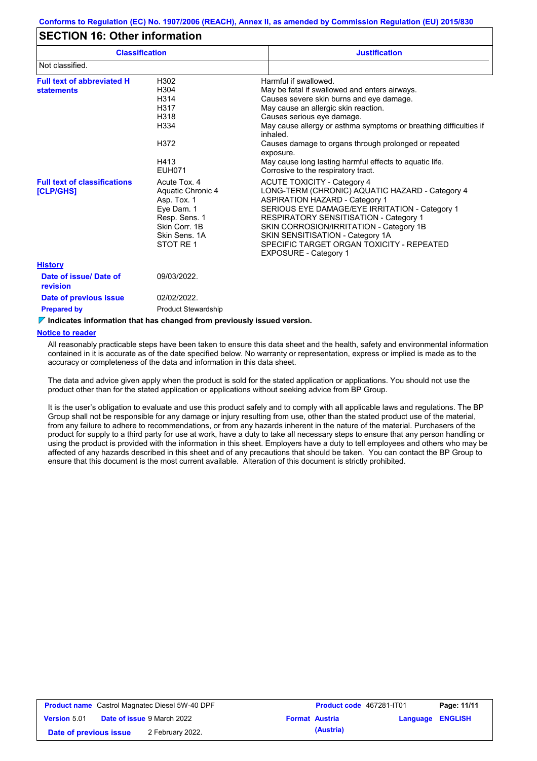## SECTION 16: Other information

| Classification | Justification |
|---|---|
| Not classified. | |

**Full text of abbreviated H statements**

| | |
|---|---|
| H302 | Harmful if swallowed. |
| H304 | May be fatal if swallowed and enters airways. |
| H314 | Causes severe skin burns and eye damage. |
| H317 | May cause an allergic skin reaction. |
| H318 | Causes serious eye damage. |
| H334 | May cause allergy or asthma symptoms or breathing difficulties if inhaled. |
| H372 | Causes damage to organs through prolonged or repeated exposure. |
| H413 | May cause long lasting harmful effects to aquatic life. |
| EUH071 | Corrosive to the respiratory tract. |

**Full text of classifications [CLP/GHS]**

| | |
|---|---|
| Acute Tox. 4 | ACUTE TOXICITY - Category 4 |
| Aquatic Chronic 4 | LONG-TERM (CHRONIC) AQUATIC HAZARD - Category 4 |
| Asp. Tox. 1 | ASPIRATION HAZARD - Category 1 |
| Eye Dam. 1 | SERIOUS EYE DAMAGE/EYE IRRITATION - Category 1 |
| Resp. Sens. 1 | RESPIRATORY SENSITISATION - Category 1 |
| Skin Corr. 1B | SKIN CORROSION/IRRITATION - Category 1B |
| Skin Sens. 1A | SKIN SENSITISATION - Category 1A |
| STOT RE 1 | SPECIFIC TARGET ORGAN TOXICITY - REPEATED EXPOSURE - Category 1 |

**History**

**Date of issue/ Date of revision** 09/03/2022.

**Date of previous issue** 02/02/2022.

**Prepared by** Product Stewardship

**Indicates information that has changed from previously issued version.**

**Notice to reader**

All reasonably practicable steps have been taken to ensure this data sheet and the health, safety and environmental information contained in it is accurate as of the date specified below. No warranty or representation, express or implied is made as to the accuracy or completeness of the data and information in this data sheet.

The data and advice given apply when the product is sold for the stated application or applications. You should not use the product other than for the stated application or applications without seeking advice from BP Group.

It is the user's obligation to evaluate and use this product safely and to comply with all applicable laws and regulations. The BP Group shall not be responsible for any damage or injury resulting from use, other than the stated product use of the material, from any failure to adhere to recommendations, or from any hazards inherent in the nature of the material. Purchasers of the product for supply to a third party for use at work, have a duty to take all necessary steps to ensure that any person handling or using the product is provided with the information in this sheet. Employers have a duty to tell employees and others who may be affected of any hazards described in this sheet and of any precautions that should be taken. You can contact the BP Group to ensure that this document is the most current available. Alteration of this document is strictly prohibited.